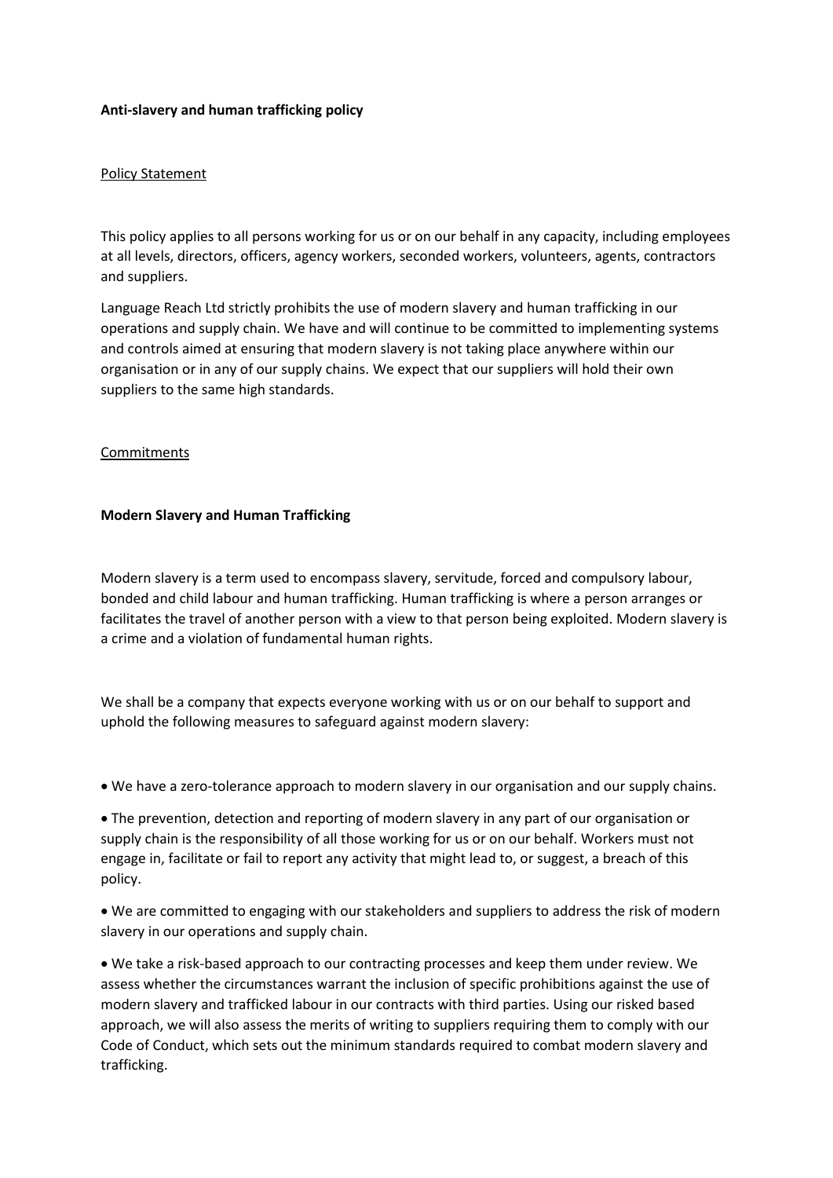**Anti-slavery and human trafficking policy**

Policy Statement

This policy applies to all persons working for us or on our behalf in any capacity, including employees at all levels, directors, officers, agency workers, seconded workers, volunteers, agents, contractors and suppliers.

Language Reach Ltd strictly prohibits the use of modern slavery and human trafficking in our operations and supply chain. We have and will continue to be committed to implementing systems and controls aimed at ensuring that modern slavery is not taking place anywhere within our organisation or in any of our supply chains. We expect that our suppliers will hold their own suppliers to the same high standards.

Commitments

**Modern Slavery and Human Trafficking**

Modern slavery is a term used to encompass slavery, servitude, forced and compulsory labour, bonded and child labour and human trafficking. Human trafficking is where a person arranges or facilitates the travel of another person with a view to that person being exploited. Modern slavery is a crime and a violation of fundamental human rights.

We shall be a company that expects everyone working with us or on our behalf to support and uphold the following measures to safeguard against modern slavery:

- We have a zero-tolerance approach to modern slavery in our organisation and our supply chains.
- The prevention, detection and reporting of modern slavery in any part of our organisation or supply chain is the responsibility of all those working for us or on our behalf. Workers must not engage in, facilitate or fail to report any activity that might lead to, or suggest, a breach of this policy.
- We are committed to engaging with our stakeholders and suppliers to address the risk of modern slavery in our operations and supply chain.
- We take a risk-based approach to our contracting processes and keep them under review. We assess whether the circumstances warrant the inclusion of specific prohibitions against the use of modern slavery and trafficked labour in our contracts with third parties. Using our risked based approach, we will also assess the merits of writing to suppliers requiring them to comply with our Code of Conduct, which sets out the minimum standards required to combat modern slavery and trafficking.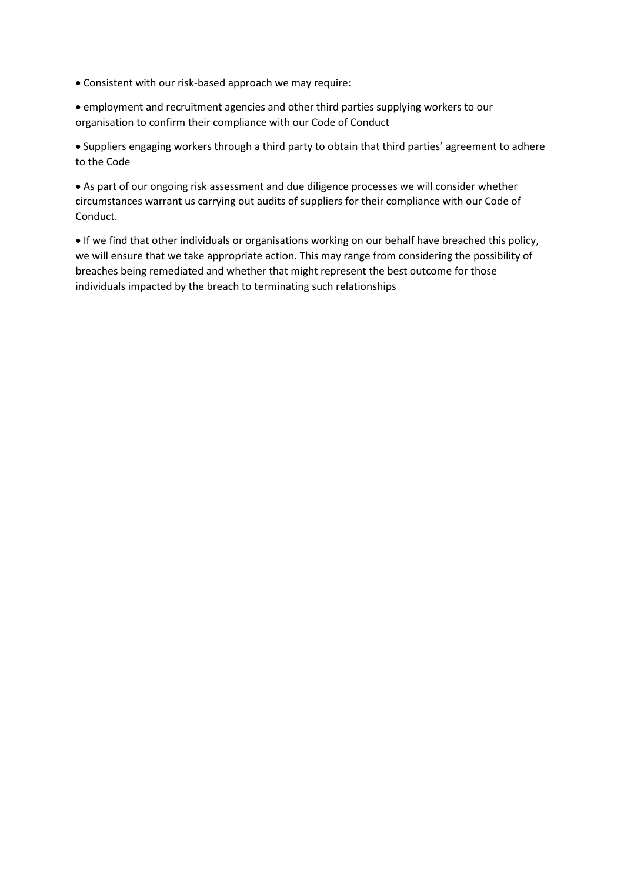- Consistent with our risk-based approach we may require:

- employment and recruitment agencies and other third parties supplying workers to our organisation to confirm their compliance with our Code of Conduct

- Suppliers engaging workers through a third party to obtain that third parties' agreement to adhere to the Code

- As part of our ongoing risk assessment and due diligence processes we will consider whether circumstances warrant us carrying out audits of suppliers for their compliance with our Code of Conduct.

- If we find that other individuals or organisations working on our behalf have breached this policy, we will ensure that we take appropriate action. This may range from considering the possibility of breaches being remediated and whether that might represent the best outcome for those individuals impacted by the breach to terminating such relationships